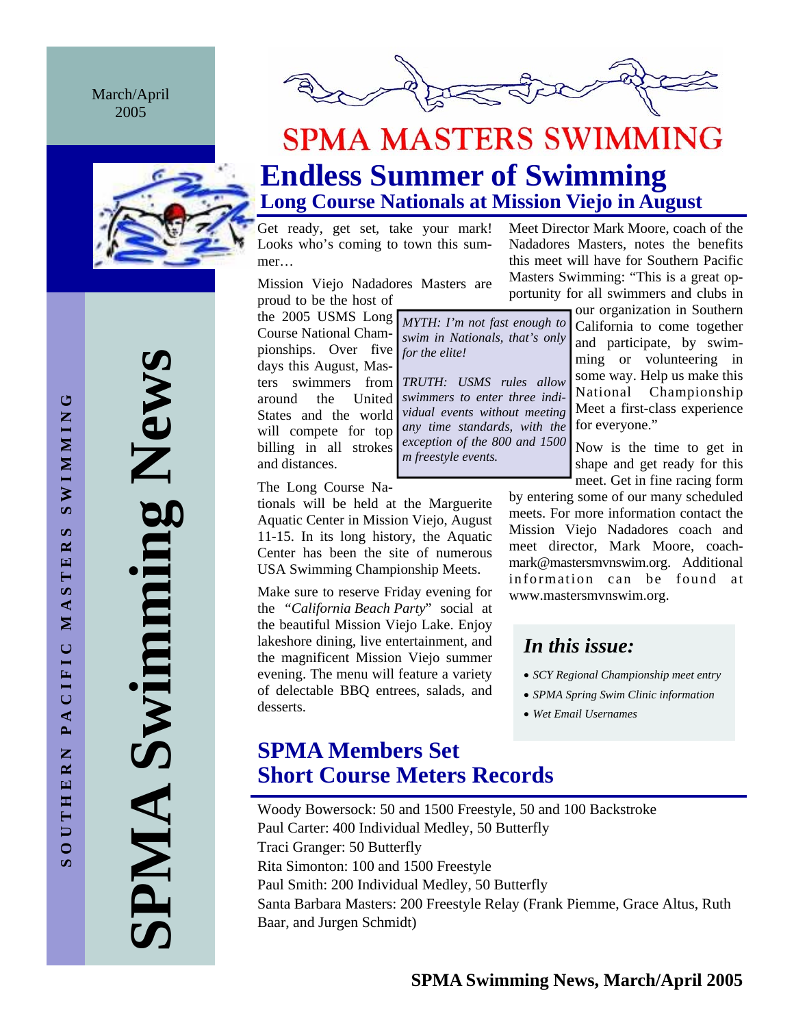March/April 2005

SOUTHERN PACIFIC MASTERS SWIMMING

# SPMA Swimming News

# SPMA MASTERS SWIMMING

## Endless Summer of Swimming

### Long Course Nationals at Mission Viejo in August

Get ready, get set, take your mark! Looks who's coming to town this summer…

Mission Viejo Nadadores Masters are proud to be the host of the 2005 USMS Long Course National Championships. Over five days this August, Masters swimmers from around the United States and the world will compete for top billing in all strokes and distances.

> *MYTH: I'm not fast enough to swim in Nationals, that's only for the elite!*
>
> *TRUTH: USMS rules allow swimmers to enter three individual events without meeting any time standards, with the exception of the 800 and 1500 m freestyle events.*

The Long Course Nationals will be held at the Marguerite Aquatic Center in Mission Viejo, August 11-15. In its long history, the Aquatic Center has been the site of numerous USA Swimming Championship Meets.

Make sure to reserve Friday evening for the "*California Beach Party*" social at the beautiful Mission Viejo Lake. Enjoy lakeshore dining, live entertainment, and the magnificent Mission Viejo summer evening. The menu will feature a variety of delectable BBQ entrees, salads, and desserts.

Meet Director Mark Moore, coach of the Nadadores Masters, notes the benefits this meet will have for Southern Pacific Masters Swimming: "This is a great opportunity for all swimmers and clubs in our organization in Southern California to come together and participate, by swimming or volunteering in some way. Help us make this National Championship Meet a first-class experience for everyone."

Now is the time to get in shape and get ready for this meet. Get in fine racing form by entering some of our many scheduled meets. For more information contact the Mission Viejo Nadadores coach and meet director, Mark Moore, coachmark@mastersmvnswim.org. Additional information can be found at www.mastersmvnswim.org.

### *In this issue:*

- *SCY Regional Championship meet entry*
- *SPMA Spring Swim Clinic information*
- *Wet Email Usernames*

## SPMA Members Set Short Course Meters Records

Woody Bowersock: 50 and 1500 Freestyle, 50 and 100 Backstroke
Paul Carter: 400 Individual Medley, 50 Butterfly
Traci Granger: 50 Butterfly
Rita Simonton: 100 and 1500 Freestyle
Paul Smith: 200 Individual Medley, 50 Butterfly
Santa Barbara Masters: 200 Freestyle Relay (Frank Piemme, Grace Altus, Ruth Baar, and Jurgen Schmidt)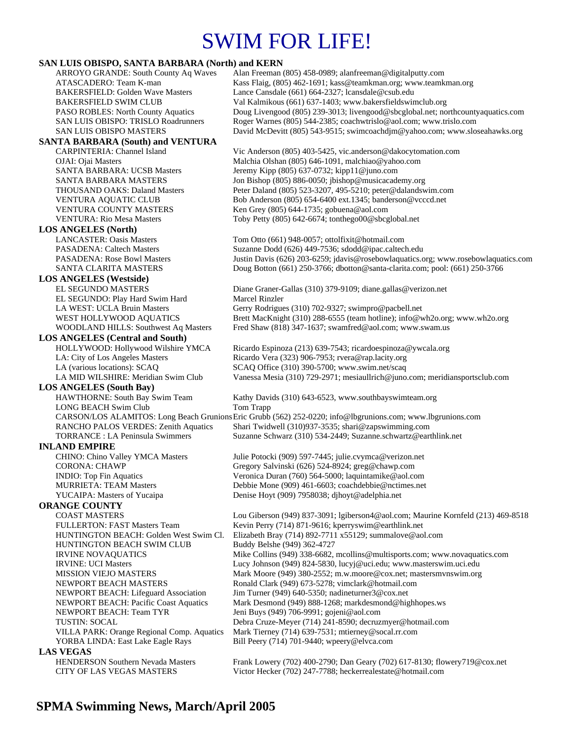# SWIM FOR LIFE!

**SAN LUIS OBISPO, SANTA BARBARA (North) and KERN**

| | |
|---|---|
| ARROYO GRANDE: South County Aq Waves | Alan Freeman (805) 458-0989; alanfreeman@digitalputty.com |
| ATASCADERO: Team K-man | Kass Flaig, (805) 462-1691; kass@teamkman.org; www.teamkman.org |
| BAKERSFIELD: Golden Wave Masters | Lance Cansdale (661) 664-2327; lcansdale@csub.edu |
| BAKERSFIELD SWIM CLUB | Val Kalmikous (661) 637-1403; www.bakersfieldswimclub.org |
| PASO ROBLES: North County Aquatics | Doug Livengood (805) 239-3013; livengood@sbcglobal.net; northcountyaquatics.com |
| SAN LUIS OBISPO: TRISLO Roadrunners | Roger Warnes (805) 544-2385; coachwtrislo@aol.com; www.trislo.com |
| SAN LUIS OBISPO MASTERS | David McDevitt (805) 543-9515; swimcoachdjm@yahoo.com; www.sloseahawks.org |

**SANTA BARBARA (South) and VENTURA**

| | |
|---|---|
| CARPINTERIA: Channel Island | Vic Anderson (805) 403-5425, vic.anderson@dakocytomation.com |
| OJAI: Ojai Masters | Malchia Olshan (805) 646-1091, malchiao@yahoo.com |
| SANTA BARBARA: UCSB Masters | Jeremy Kipp (805) 637-0732; kipp11@juno.com |
| SANTA BARBARA MASTERS | Jon Bishop (805) 886-0050; jbishop@musicacademy.org |
| THOUSAND OAKS: Daland Masters | Peter Daland (805) 523-3207, 495-5210; peter@dalandswim.com |
| VENTURA AQUATIC CLUB | Bob Anderson (805) 654-6400 ext.1345; banderson@vcccd.net |
| VENTURA COUNTY MASTERS | Ken Grey (805) 644-1735; gobuena@aol.com |
| VENTURA: Rio Mesa Masters | Toby Petty (805) 642-6674; tonthego00@sbcglobal.net |

**LOS ANGELES (North)**

| | |
|---|---|
| LANCASTER: Oasis Masters | Tom Otto (661) 948-0057; ottolfixit@hotmail.com |
| PASADENA: Caltech Masters | Suzanne Dodd (626) 449-7536; sdodd@ipac.caltech.edu |
| PASADENA: Rose Bowl Masters | Justin Davis (626) 203-6259; jdavis@rosebowlaquatics.org; www.rosebowlaquatics.com |
| SANTA CLARITA MASTERS | Doug Botton (661) 250-3766; dbotton@santa-clarita.com; pool: (661) 250-3766 |

**LOS ANGELES (Westside)**

| | |
|---|---|
| EL SEGUNDO MASTERS | Diane Graner-Gallas (310) 379-9109; diane.gallas@verizon.net |
| EL SEGUNDO: Play Hard Swim Hard | Marcel Rinzler |
| LA WEST: UCLA Bruin Masters | Gerry Rodrigues (310) 702-9327; swimpro@pacbell.net |
| WEST HOLLYWOOD AQUATICS | Brett MacKnight (310) 288-6555 (team hotline); info@wh2o.org; www.wh2o.org |
| WOODLAND HILLS: Southwest Aq Masters | Fred Shaw (818) 347-1637; swamfred@aol.com; www.swam.us |

**LOS ANGELES (Central and South)**

| | |
|---|---|
| HOLLYWOOD: Hollywood Wilshire YMCA | Ricardo Espinoza (213) 639-7543; ricardoespinoza@ywcala.org |
| LA: City of Los Angeles Masters | Ricardo Vera (323) 906-7953; rvera@rap.lacity.org |
| LA (various locations): SCAQ | SCAQ Office (310) 390-5700; www.swim.net/scaq |
| LA MID WILSHIRE: Meridian Swim Club | Vanessa Mesia (310) 729-2971; mesiaullrich@juno.com; meridiansportsclub.com |

**LOS ANGELES (South Bay)**

| | |
|---|---|
| HAWTHORNE: South Bay Swim Team | Kathy Davids (310) 643-6523, www.southbayswimteam.org |
| LONG BEACH Swim Club | Tom Trapp |
| CARSON/LOS ALAMITOS: Long Beach Grunions | Eric Grubb (562) 252-0220; info@lbgrunions.com; www.lbgrunions.com |
| RANCHO PALOS VERDES: Zenith Aquatics | Shari Twidwell (310)937-3535; shari@zapswimming.com |
| TORRANCE : LA Peninsula Swimmers | Suzanne Schwarz (310) 534-2449; Suzanne.schwartz@earthlink.net |

**INLAND EMPIRE**

| | |
|---|---|
| CHINO: Chino Valley YMCA Masters | Julie Potocki (909) 597-7445; julie.cvymca@verizon.net |
| CORONA: CHAWP | Gregory Salvinski (626) 524-8924; greg@chawp.com |
| INDIO: Top Fin Aquatics | Veronica Duran (760) 564-5000; laquintamike@aol.com |
| MURRIETA: TEAM Masters | Debbie Mone (909) 461-6603; coachdebbie@nctimes.net |
| YUCAIPA: Masters of Yucaipa | Denise Hoyt (909) 7958038; djhoyt@adelphia.net |

**ORANGE COUNTY**

| | |
|---|---|
| COAST MASTERS | Lou Giberson (949) 837-3091; lgiberson4@aol.com; Maurine Kornfeld (213) 469-8518 |
| FULLERTON: FAST Masters Team | Kevin Perry (714) 871-9616; kperryswim@earthlink.net |
| HUNTINGTON BEACH: Golden West Swim Cl. | Elizabeth Bray (714) 892-7711 x55129; summalove@aol.com |
| HUNTINGTON BEACH SWIM CLUB | Buddy Belshe (949) 362-4727 |
| IRVINE NOVAQUATICS | Mike Collins (949) 338-6682, mcollins@multisports.com; www.novaquatics.com |
| IRVINE: UCI Masters | Lucy Johnson (949) 824-5830, lucyj@uci.edu; www.masterswim.uci.edu |
| MISSION VIEJO MASTERS | Mark Moore (949) 380-2552; m.w.moore@cox.net; mastersmvnswim.org |
| NEWPORT BEACH MASTERS | Ronald Clark (949) 673-5278; vimclark@hotmail.com |
| NEWPORT BEACH: Lifeguard Association | Jim Turner (949) 640-5350; nadineturner3@cox.net |
| NEWPORT BEACH: Pacific Coast Aquatics | Mark Desmond (949) 888-1268; markdesmond@highhopes.ws |
| NEWPORT BEACH: Team TYR | Jeni Buys (949) 706-9991; gojeni@aol.com |
| TUSTIN: SOCAL | Debra Cruze-Meyer (714) 241-8590; decruzmyer@hotmail.com |
| VILLA PARK: Orange Regional Comp. Aquatics | Mark Tierney (714) 639-7531; mtierney@socal.rr.com |
| YORBA LINDA: East Lake Eagle Rays | Bill Peery (714) 701-9440; wpeery@elvca.com |

**LAS VEGAS**

| | |
|---|---|
| HENDERSON Southern Nevada Masters | Frank Lowery (702) 400-2790; Dan Geary (702) 617-8130; flowery719@cox.net |
| CITY OF LAS VEGAS MASTERS | Victor Hecker (702) 247-7788; heckerrealestate@hotmail.com |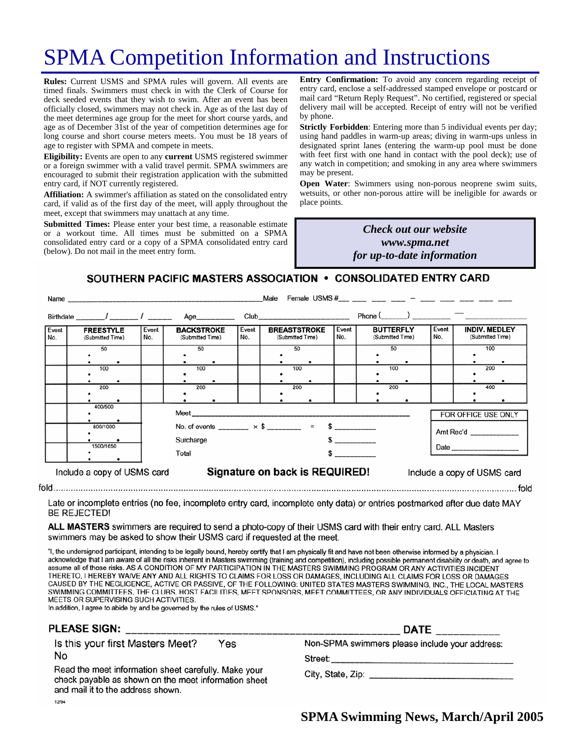# SPMA Competition Information and Instructions

**Rules:** Current USMS and SPMA rules will govern. All events are timed finals. Swimmers must check in with the Clerk of Course for deck seeded events that they wish to swim. After an event has been officially closed, swimmers may not check in. Age as of the last day of the meet determines age group for the meet for short course yards, and age as of December 31st of the year of competition determines age for long course and short course meters meets. You must be 18 years of age to register with SPMA and compete in meets.

**Eligibility:** Events are open to any **current** USMS registered swimmer or a foreign swimmer with a valid travel permit. SPMA swimmers are encouraged to submit their registration application with the submitted entry card, if NOT currently registered.

**Affiliation:** A swimmer's affiliation as stated on the consolidated entry card, if valid as of the first day of the meet, will apply throughout the meet, except that swimmers may unattach at any time.

**Submitted Times:** Please enter your best time, a reasonable estimate or a workout time. All times must be submitted on a SPMA consolidated entry card or a copy of a SPMA consolidated entry card (below). Do not mail in the meet entry form.

**Entry Confirmation:** To avoid any concern regarding receipt of entry card, enclose a self-addressed stamped envelope or postcard or mail card "Return Reply Request". No certified, registered or special delivery mail will be accepted. Receipt of entry will not be verified by phone.

**Strictly Forbidden**: Entering more than 5 individual events per day; using hand paddles in warm-up areas; diving in warm-ups unless in designated sprint lanes (entering the warm-up pool must be done with feet first with one hand in contact with the pool deck); use of any watch in competition; and smoking in any area where swimmers may be present.

**Open Water**: Swimmers using non-porous neoprene swim suits, wetsuits, or other non-porous attire will be ineligible for awards or place points.

*Check out our website*
*www.spma.net*
*for up-to-date information*

## SOUTHERN PACIFIC MASTERS ASSOCIATION • CONSOLIDATED ENTRY CARD

Name ______________________________ Male Female USMS #___ ___ ___ ___ – ___ ___ ___ ___ ___

Birthdate _______/_______/______ Age_________ Club______________________ Phone (______) _________ — ______________

| Event No. | FREESTYLE (Submitted Time) | Event No. | BACKSTROKE (Submitted Time) | Event No. | BREASTSTROKE (Submitted Time) | Event No. | BUTTERFLY (Submitted Time) | Event No. | INDIV. MEDLEY (Submitted Time) |
|---|---|---|---|---|---|---|---|---|---|
| | 50 | | 50 | | 50 | | 50 | | 100 |
| | 100 | | 100 | | 100 | | 100 | | 200 |
| | 200 | | 200 | | 200 | | 200 | | 400 |
| | 400/500 | | | | | | | | |
| | 800/1000 | | | | | | | | |
| | 1500/1650 | | | | | | | | |

Meet ______________________________________________

No. of events _______ × $ ________ = $ __________

Surcharge $ __________

Total $ __________

FOR OFFICE USE ONLY

Amt Rec'd ___________

Date ________________

Include a copy of USMS card **Signature on back is REQUIRED!** Include a copy of USMS card

fold .............................................................................................................................. fold

Late or incomplete entries (no fee, incomplete entry card, incomplete enty data) or entries postmarked after due date MAY BE REJECTED!

**ALL MASTERS** swimmers are required to send a photo-copy of their USMS card with their entry card. ALL Masters swimmers may be asked to show their USMS card if requested at the meet.

"I, the undersigned participant, intending to be legally bound, hereby certify that I am physically fit and have not been otherwise informed by a physician. I acknowledge that I am aware of all the risks inherent in Masters swimming (training and competition), including possible permanent disability or death, and agree to assume all of those risks. AS A CONDITION OF MY PARTICIPATION IN THE MASTERS SWIMMING PROGRAM OR ANY ACTIVITIES INCIDENT THERETO, I HEREBY WAIVE ANY AND ALL RIGHTS TO CLAIMS FOR LOSS OR DAMAGES, INCLUDING ALL CLAIMS FOR LOSS OR DAMAGES CAUSED BY THE NEGLIGENCE, ACTIVE OR PASSIVE, OF THE FOLLOWING: UNITED STATES MASTERS SWIMMING, INC., THE LOCAL MASTERS SWIMMING COMMITTEES, THE CLUBS, HOST FACILITIES, MEET SPONSORS, MEET COMMITTEES, OR ANY INDIVIDUALS OFFICIATING AT THE MEETS OR SUPERVISING SUCH ACTIVITIES.
In addition, I agree to abide by and be governed by the rules of USMS."

**PLEASE SIGN:** ______________________________________ **DATE** ___________

Is this your first Masters Meet? Yes No

Read the meet information sheet carefully. Make your check payable as shown on the meet information sheet and mail it to the address shown.

Non-SPMA swimmers please include your address:

Street: ______________________________

City, State, Zip: ______________________

12/94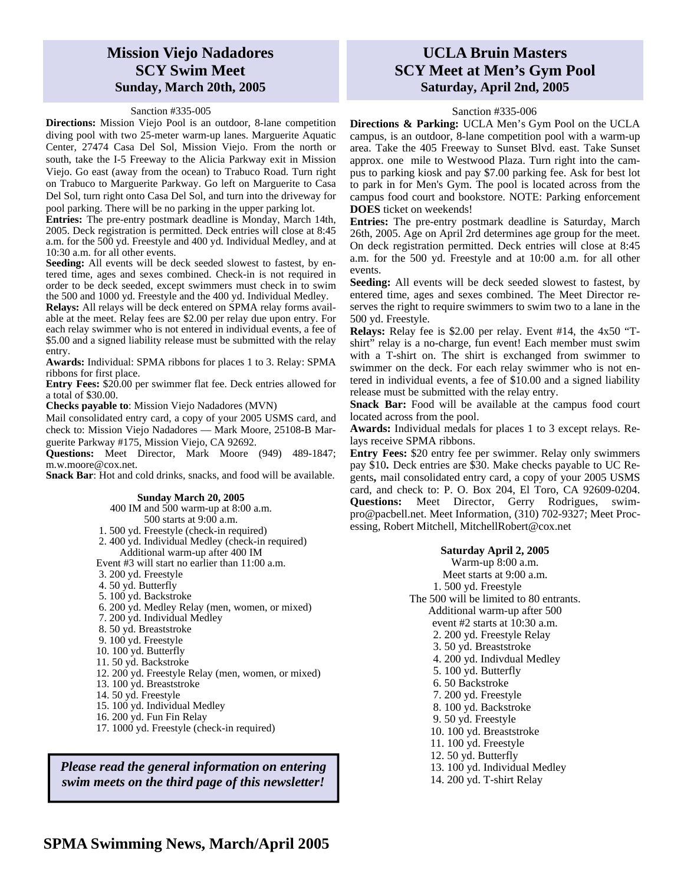## Mission Viejo Nadadores SCY Swim Meet
### Sunday, March 20th, 2005

Sanction #335-005

**Directions:** Mission Viejo Pool is an outdoor, 8-lane competition diving pool with two 25-meter warm-up lanes. Marguerite Aquatic Center, 27474 Casa Del Sol, Mission Viejo. From the north or south, take the I-5 Freeway to the Alicia Parkway exit in Mission Viejo. Go east (away from the ocean) to Trabuco Road. Turn right on Trabuco to Marguerite Parkway. Go left on Marguerite to Casa Del Sol, turn right onto Casa Del Sol, and turn into the driveway for pool parking. There will be no parking in the upper parking lot.

**Entries:** The pre-entry postmark deadline is Monday, March 14th, 2005. Deck registration is permitted. Deck entries will close at 8:45 a.m. for the 500 yd. Freestyle and 400 yd. Individual Medley, and at 10:30 a.m. for all other events.

**Seeding:** All events will be deck seeded slowest to fastest, by entered time, ages and sexes combined. Check-in is not required in order to be deck seeded, except swimmers must check in to swim the 500 and 1000 yd. Freestyle and the 400 yd. Individual Medley.

**Relays:** All relays will be deck entered on SPMA relay forms available at the meet. Relay fees are $2.00 per relay due upon entry. For each relay swimmer who is not entered in individual events, a fee of $5.00 and a signed liability release must be submitted with the relay entry.

**Awards:** Individual: SPMA ribbons for places 1 to 3. Relay: SPMA ribbons for first place.

**Entry Fees:** $20.00 per swimmer flat fee. Deck entries allowed for a total of $30.00.

**Checks payable to**: Mission Viejo Nadadores (MVN)

Mail consolidated entry card, a copy of your 2005 USMS card, and check to: Mission Viejo Nadadores — Mark Moore, 25108-B Marguerite Parkway #175, Mission Viejo, CA 92692.

**Questions:** Meet Director, Mark Moore (949) 489-1847; m.w.moore@cox.net.

**Snack Bar**: Hot and cold drinks, snacks, and food will be available.

**Sunday March 20, 2005**

400 IM and 500 warm-up at 8:00 a.m.
500 starts at 9:00 a.m.

1. 500 yd. Freestyle (check-in required)
2. 400 yd. Individual Medley (check-in required)
   Additional warm-up after 400 IM
   Event #3 will start no earlier than 11:00 a.m.
3. 200 yd. Freestyle
4. 50 yd. Butterfly
5. 100 yd. Backstroke
6. 200 yd. Medley Relay (men, women, or mixed)
7. 200 yd. Individual Medley
8. 50 yd. Breaststroke
9. 100 yd. Freestyle
10. 100 yd. Butterfly
11. 50 yd. Backstroke
12. 200 yd. Freestyle Relay (men, women, or mixed)
13. 100 yd. Breaststroke
14. 50 yd. Freestyle
15. 100 yd. Individual Medley
16. 200 yd. Fun Fin Relay
17. 1000 yd. Freestyle (check-in required)

***Please read the general information on entering swim meets on the third page of this newsletter!***

## UCLA Bruin Masters SCY Meet at Men's Gym Pool
### Saturday, April 2nd, 2005

Sanction #335-006

**Directions & Parking:** UCLA Men's Gym Pool on the UCLA campus, is an outdoor, 8-lane competition pool with a warm-up area. Take the 405 Freeway to Sunset Blvd. east. Take Sunset approx. one mile to Westwood Plaza. Turn right into the campus to parking kiosk and pay $7.00 parking fee. Ask for best lot to park in for Men's Gym. The pool is located across from the campus food court and bookstore. NOTE: Parking enforcement **DOES** ticket on weekends!

**Entries:** The pre-entry postmark deadline is Saturday, March 26th, 2005. Age on April 2rd determines age group for the meet. On deck registration permitted. Deck entries will close at 8:45 a.m. for the 500 yd. Freestyle and at 10:00 a.m. for all other events.

**Seeding:** All events will be deck seeded slowest to fastest, by entered time, ages and sexes combined. The Meet Director reserves the right to require swimmers to swim two to a lane in the 500 yd. Freestyle.

**Relays:** Relay fee is $2.00 per relay. Event #14, the 4x50 "T-shirt" relay is a no-charge, fun event! Each member must swim with a T-shirt on. The shirt is exchanged from swimmer to swimmer on the deck. For each relay swimmer who is not entered in individual events, a fee of $10.00 and a signed liability release must be submitted with the relay entry.

**Snack Bar:** Food will be available at the campus food court located across from the pool.

**Awards:** Individual medals for places 1 to 3 except relays. Relays receive SPMA ribbons.

**Entry Fees:** $20 entry fee per swimmer. Relay only swimmers pay $10**.** Deck entries are $30. Make checks payable to UC Regents**,** mail consolidated entry card, a copy of your 2005 USMS card, and check to: P. O. Box 204, El Toro, CA 92609-0204. **Questions:** Meet Director, Gerry Rodrigues, swimpro@pacbell.net. Meet Information, (310) 702-9327; Meet Processing, Robert Mitchell, MitchellRobert@cox.net

**Saturday April 2, 2005**

Warm-up 8:00 a.m.
Meet starts at 9:00 a.m.

1. 500 yd. Freestyle
   The 500 will be limited to 80 entrants.
   Additional warm-up after 500
   event #2 starts at 10:30 a.m.
2. 200 yd. Freestyle Relay
3. 50 yd. Breaststroke
4. 200 yd. Indivdual Medley
5. 100 yd. Butterfly
6. 50 Backstroke
7. 200 yd. Freestyle
8. 100 yd. Backstroke
9. 50 yd. Freestyle
10. 100 yd. Breaststroke
11. 100 yd. Freestyle
12. 50 yd. Butterfly
13. 100 yd. Individual Medley
14. 200 yd. T-shirt Relay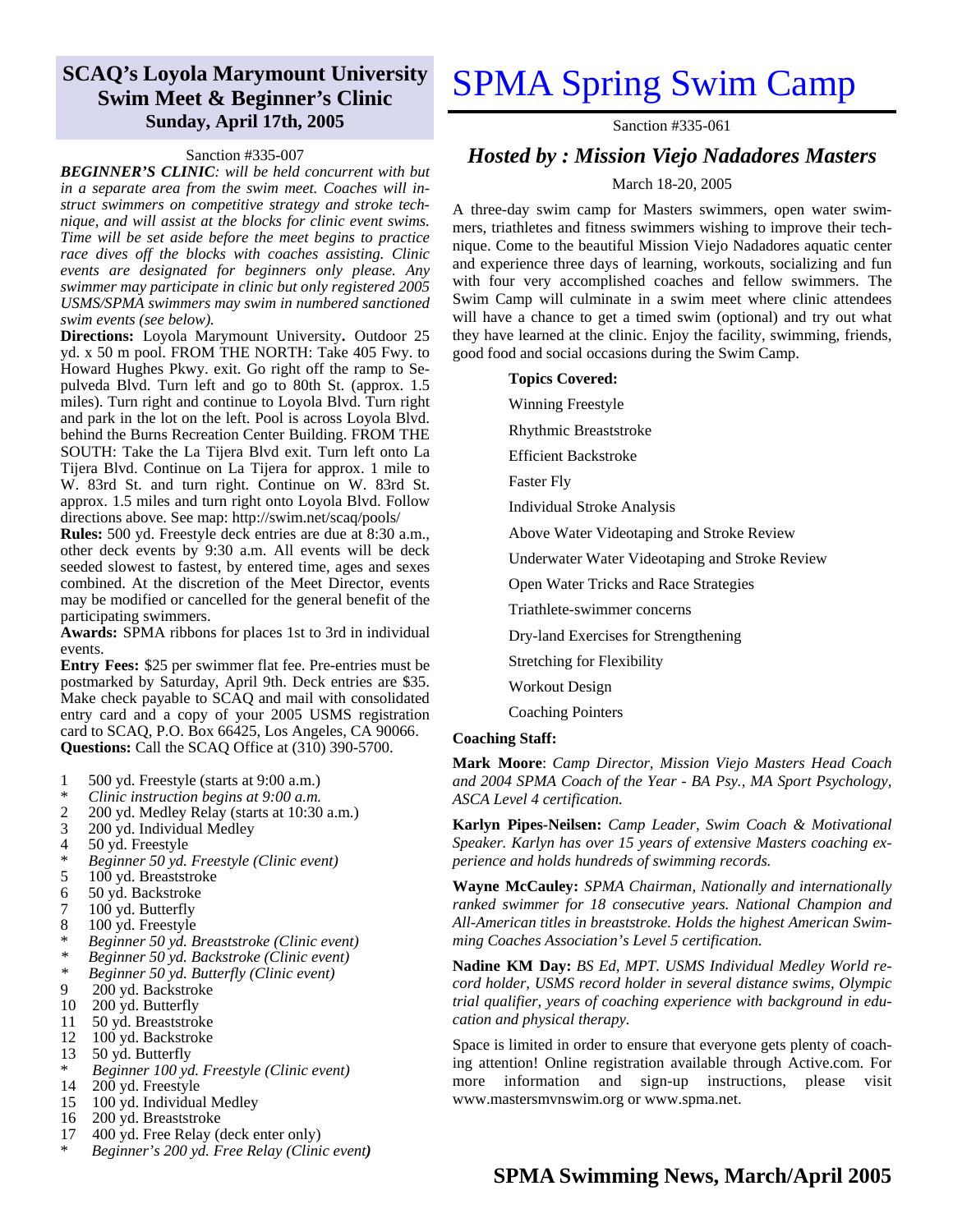## SCAQ's Loyola Marymount University Swim Meet & Beginner's Clinic
### Sunday, April 17th, 2005

Sanction #335-007

***BEGINNER'S CLINIC**: will be held concurrent with but in a separate area from the swim meet. Coaches will instruct swimmers on competitive strategy and stroke technique, and will assist at the blocks for clinic event swims. Time will be set aside before the meet begins to practice race dives off the blocks with coaches assisting. Clinic events are designated for beginners only please. Any swimmer may participate in clinic but only registered 2005 USMS/SPMA swimmers may swim in numbered sanctioned swim events (see below).*

**Directions:** Loyola Marymount University**.** Outdoor 25 yd. x 50 m pool. FROM THE NORTH: Take 405 Fwy. to Howard Hughes Pkwy. exit. Go right off the ramp to Sepulveda Blvd. Turn left and go to 80th St. (approx. 1.5 miles). Turn right and continue to Loyola Blvd. Turn right and park in the lot on the left. Pool is across Loyola Blvd. behind the Burns Recreation Center Building. FROM THE SOUTH: Take the La Tijera Blvd exit. Turn left onto La Tijera Blvd. Continue on La Tijera for approx. 1 mile to W. 83rd St. and turn right. Continue on W. 83rd St. approx. 1.5 miles and turn right onto Loyola Blvd. Follow directions above. See map: http://swim.net/scaq/pools/

**Rules:** 500 yd. Freestyle deck entries are due at 8:30 a.m., other deck events by 9:30 a.m. All events will be deck seeded slowest to fastest, by entered time, ages and sexes combined. At the discretion of the Meet Director, events may be modified or cancelled for the general benefit of the participating swimmers.

**Awards:** SPMA ribbons for places 1st to 3rd in individual events.

**Entry Fees:** $25 per swimmer flat fee. Pre-entries must be postmarked by Saturday, April 9th. Deck entries are $35. Make check payable to SCAQ and mail with consolidated entry card and a copy of your 2005 USMS registration card to SCAQ, P.O. Box 66425, Los Angeles, CA 90066.

**Questions:** Call the SCAQ Office at (310) 390-5700.

1 500 yd. Freestyle (starts at 9:00 a.m.)
* *Clinic instruction begins at 9:00 a.m.*
2 200 yd. Medley Relay (starts at 10:30 a.m.)
3 200 yd. Individual Medley
4 50 yd. Freestyle
* *Beginner 50 yd. Freestyle (Clinic event)*
5 100 yd. Breaststroke
6 50 yd. Backstroke
7 100 yd. Butterfly
8 100 yd. Freestyle
* *Beginner 50 yd. Breaststroke (Clinic event)*
* *Beginner 50 yd. Backstroke (Clinic event)*
* *Beginner 50 yd. Butterfly (Clinic event)*
9 200 yd. Backstroke
10 200 yd. Butterfly
11 50 yd. Breaststroke
12 100 yd. Backstroke
13 50 yd. Butterfly
* *Beginner 100 yd. Freestyle (Clinic event)*
14 200 yd. Freestyle
15 100 yd. Individual Medley
16 200 yd. Breaststroke
17 400 yd. Free Relay (deck enter only)
* *Beginner's 200 yd. Free Relay (Clinic event)*

# SPMA Spring Swim Camp

Sanction #335-061

## *Hosted by : Mission Viejo Nadadores Masters*

March 18-20, 2005

A three-day swim camp for Masters swimmers, open water swimmers, triathletes and fitness swimmers wishing to improve their technique. Come to the beautiful Mission Viejo Nadadores aquatic center and experience three days of learning, workouts, socializing and fun with four very accomplished coaches and fellow swimmers. The Swim Camp will culminate in a swim meet where clinic attendees will have a chance to get a timed swim (optional) and try out what they have learned at the clinic. Enjoy the facility, swimming, friends, good food and social occasions during the Swim Camp.

**Topics Covered:**

- Winning Freestyle
- Rhythmic Breaststroke
- Efficient Backstroke
- Faster Fly
- Individual Stroke Analysis
- Above Water Videotaping and Stroke Review
- Underwater Water Videotaping and Stroke Review
- Open Water Tricks and Race Strategies
- Triathlete-swimmer concerns
- Dry-land Exercises for Strengthening
- Stretching for Flexibility
- Workout Design
- Coaching Pointers

**Coaching Staff:**

**Mark Moore**: *Camp Director, Mission Viejo Masters Head Coach and 2004 SPMA Coach of the Year - BA Psy., MA Sport Psychology, ASCA Level 4 certification.*

**Karlyn Pipes-Neilsen:** *Camp Leader, Swim Coach & Motivational Speaker. Karlyn has over 15 years of extensive Masters coaching experience and holds hundreds of swimming records.*

**Wayne McCauley:** *SPMA Chairman, Nationally and internationally ranked swimmer for 18 consecutive years. National Champion and All-American titles in breaststroke. Holds the highest American Swimming Coaches Association's Level 5 certification.*

**Nadine KM Day:** *BS Ed, MPT. USMS Individual Medley World record holder, USMS record holder in several distance swims, Olympic trial qualifier, years of coaching experience with background in education and physical therapy.*

Space is limited in order to ensure that everyone gets plenty of coaching attention! Online registration available through Active.com. For more information and sign-up instructions, please visit www.mastersmvnswim.org or www.spma.net.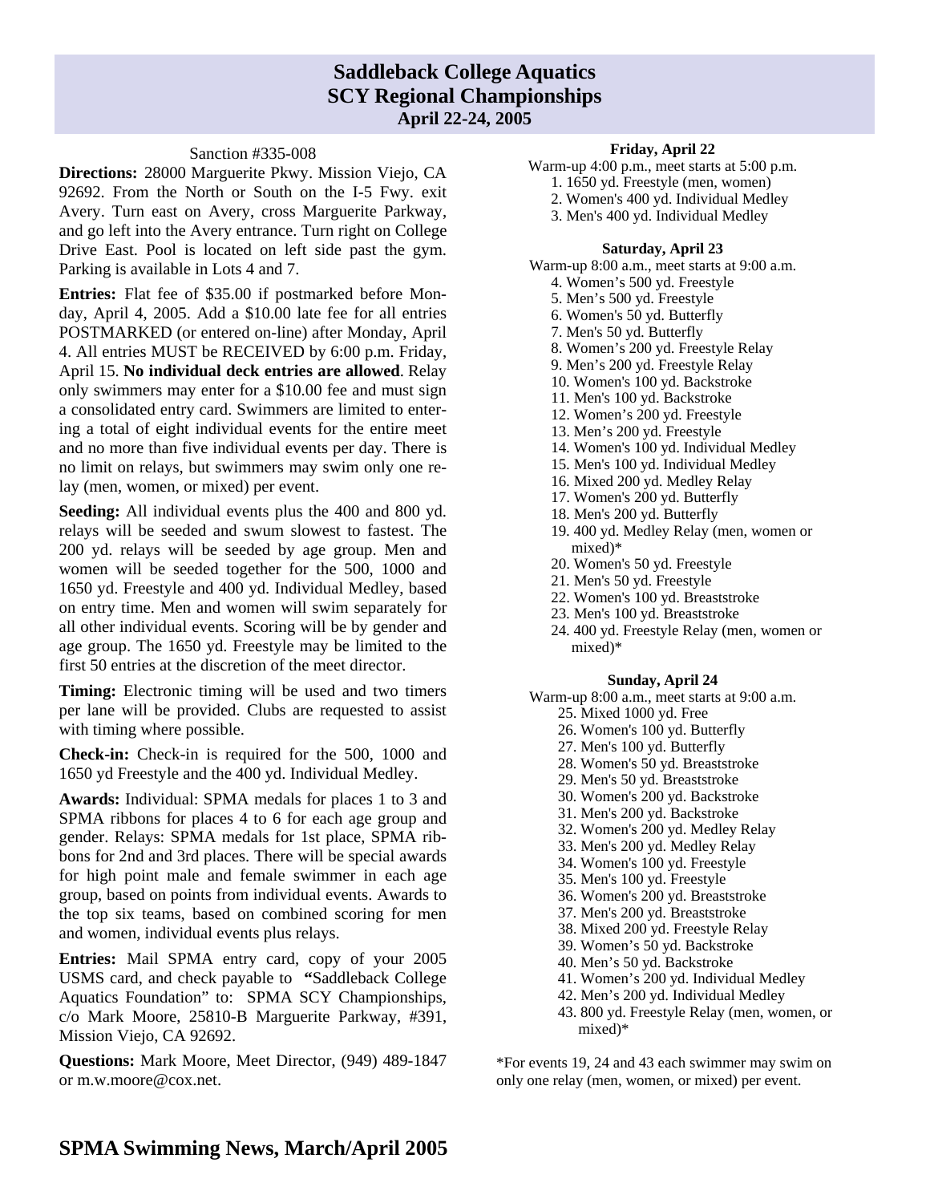# Saddleback College Aquatics
# SCY Regional Championships
### April 22-24, 2005

Sanction #335-008

**Directions:** 28000 Marguerite Pkwy. Mission Viejo, CA 92692. From the North or South on the I-5 Fwy. exit Avery. Turn east on Avery, cross Marguerite Parkway, and go left into the Avery entrance. Turn right on College Drive East. Pool is located on left side past the gym. Parking is available in Lots 4 and 7.

**Entries:** Flat fee of $35.00 if postmarked before Monday, April 4, 2005. Add a $10.00 late fee for all entries POSTMARKED (or entered on-line) after Monday, April 4. All entries MUST be RECEIVED by 6:00 p.m. Friday, April 15. **No individual deck entries are allowed**. Relay only swimmers may enter for a $10.00 fee and must sign a consolidated entry card. Swimmers are limited to entering a total of eight individual events for the entire meet and no more than five individual events per day. There is no limit on relays, but swimmers may swim only one relay (men, women, or mixed) per event.

**Seeding:** All individual events plus the 400 and 800 yd. relays will be seeded and swum slowest to fastest. The 200 yd. relays will be seeded by age group. Men and women will be seeded together for the 500, 1000 and 1650 yd. Freestyle and 400 yd. Individual Medley, based on entry time. Men and women will swim separately for all other individual events. Scoring will be by gender and age group. The 1650 yd. Freestyle may be limited to the first 50 entries at the discretion of the meet director.

**Timing:** Electronic timing will be used and two timers per lane will be provided. Clubs are requested to assist with timing where possible.

**Check-in:** Check-in is required for the 500, 1000 and 1650 yd Freestyle and the 400 yd. Individual Medley.

**Awards:** Individual: SPMA medals for places 1 to 3 and SPMA ribbons for places 4 to 6 for each age group and gender. Relays: SPMA medals for 1st place, SPMA ribbons for 2nd and 3rd places. There will be special awards for high point male and female swimmer in each age group, based on points from individual events. Awards to the top six teams, based on combined scoring for men and women, individual events plus relays.

**Entries:** Mail SPMA entry card, copy of your 2005 USMS card, and check payable to "Saddleback College Aquatics Foundation" to: SPMA SCY Championships, c/o Mark Moore, 25810-B Marguerite Parkway, #391, Mission Viejo, CA 92692.

**Questions:** Mark Moore, Meet Director, (949) 489-1847 or m.w.moore@cox.net.

**Friday, April 22**

Warm-up 4:00 p.m., meet starts at 5:00 p.m.

1. 1650 yd. Freestyle (men, women)
2. Women's 400 yd. Individual Medley
3. Men's 400 yd. Individual Medley

**Saturday, April 23**

Warm-up 8:00 a.m., meet starts at 9:00 a.m.

4. Women's 500 yd. Freestyle
5. Men's 500 yd. Freestyle
6. Women's 50 yd. Butterfly
7. Men's 50 yd. Butterfly
8. Women's 200 yd. Freestyle Relay
9. Men's 200 yd. Freestyle Relay
10. Women's 100 yd. Backstroke
11. Men's 100 yd. Backstroke
12. Women's 200 yd. Freestyle
13. Men's 200 yd. Freestyle
14. Women's 100 yd. Individual Medley
15. Men's 100 yd. Individual Medley
16. Mixed 200 yd. Medley Relay
17. Women's 200 yd. Butterfly
18. Men's 200 yd. Butterfly
19. 400 yd. Medley Relay (men, women or mixed)*
20. Women's 50 yd. Freestyle
21. Men's 50 yd. Freestyle
22. Women's 100 yd. Breaststroke
23. Men's 100 yd. Breaststroke
24. 400 yd. Freestyle Relay (men, women or mixed)*

**Sunday, April 24**

Warm-up 8:00 a.m., meet starts at 9:00 a.m.

25. Mixed 1000 yd. Free
26. Women's 100 yd. Butterfly
27. Men's 100 yd. Butterfly
28. Women's 50 yd. Breaststroke
29. Men's 50 yd. Breaststroke
30. Women's 200 yd. Backstroke
31. Men's 200 yd. Backstroke
32. Women's 200 yd. Medley Relay
33. Men's 200 yd. Medley Relay
34. Women's 100 yd. Freestyle
35. Men's 100 yd. Freestyle
36. Women's 200 yd. Breaststroke
37. Men's 200 yd. Breaststroke
38. Mixed 200 yd. Freestyle Relay
39. Women's 50 yd. Backstroke
40. Men's 50 yd. Backstroke
41. Women's 200 yd. Individual Medley
42. Men's 200 yd. Individual Medley
43. 800 yd. Freestyle Relay (men, women, or mixed)*

*For events 19, 24 and 43 each swimmer may swim on only one relay (men, women, or mixed) per event.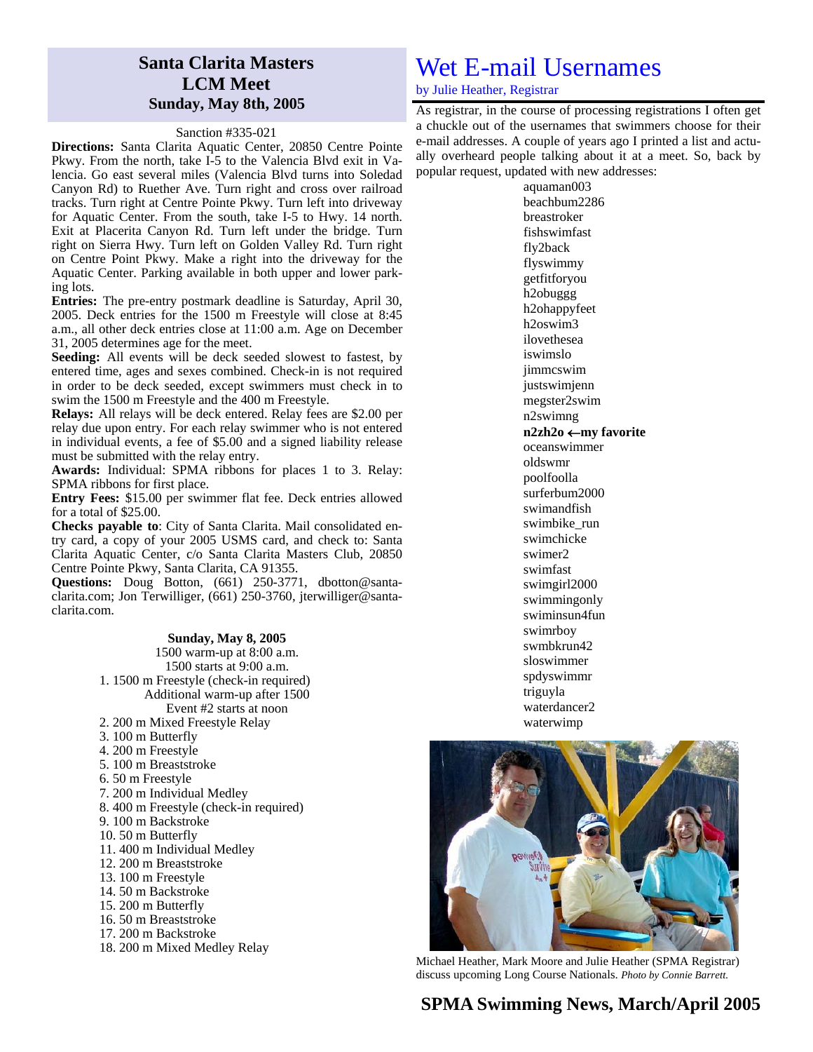## Santa Clarita Masters LCM Meet Sunday, May 8th, 2005

Sanction #335-021

**Directions:** Santa Clarita Aquatic Center, 20850 Centre Pointe Pkwy. From the north, take I-5 to the Valencia Blvd exit in Valencia. Go east several miles (Valencia Blvd turns into Soledad Canyon Rd) to Ruether Ave. Turn right and cross over railroad tracks. Turn right at Centre Pointe Pkwy. Turn left into driveway for Aquatic Center. From the south, take I-5 to Hwy. 14 north. Exit at Placerita Canyon Rd. Turn left under the bridge. Turn right on Sierra Hwy. Turn left on Golden Valley Rd. Turn right on Centre Point Pkwy. Make a right into the driveway for the Aquatic Center. Parking available in both upper and lower parking lots.

**Entries:** The pre-entry postmark deadline is Saturday, April 30, 2005. Deck entries for the 1500 m Freestyle will close at 8:45 a.m., all other deck entries close at 11:00 a.m. Age on December 31, 2005 determines age for the meet.

**Seeding:** All events will be deck seeded slowest to fastest, by entered time, ages and sexes combined. Check-in is not required in order to be deck seeded, except swimmers must check in to swim the 1500 m Freestyle and the 400 m Freestyle.

**Relays:** All relays will be deck entered. Relay fees are $2.00 per relay due upon entry. For each relay swimmer who is not entered in individual events, a fee of $5.00 and a signed liability release must be submitted with the relay entry.

**Awards:** Individual: SPMA ribbons for places 1 to 3. Relay: SPMA ribbons for first place.

**Entry Fees:** $15.00 per swimmer flat fee. Deck entries allowed for a total of $25.00.

**Checks payable to**: City of Santa Clarita. Mail consolidated entry card, a copy of your 2005 USMS card, and check to: Santa Clarita Aquatic Center, c/o Santa Clarita Masters Club, 20850 Centre Pointe Pkwy, Santa Clarita, CA 91355.

**Questions:** Doug Botton, (661) 250-3771, dbotton@santa-clarita.com; Jon Terwilliger, (661) 250-3760, jterwilliger@santa-clarita.com.

**Sunday, May 8, 2005**

1500 warm-up at 8:00 a.m.
1500 starts at 9:00 a.m.

1. 1500 m Freestyle (check-in required)
   Additional warm-up after 1500
   Event #2 starts at noon
2. 200 m Mixed Freestyle Relay
3. 100 m Butterfly
4. 200 m Freestyle
5. 100 m Breaststroke
6. 50 m Freestyle
7. 200 m Individual Medley
8. 400 m Freestyle (check-in required)
9. 100 m Backstroke
10. 50 m Butterfly
11. 400 m Individual Medley
12. 200 m Breaststroke
13. 100 m Freestyle
14. 50 m Backstroke
15. 200 m Butterfly
16. 50 m Breaststroke
17. 200 m Backstroke
18. 200 m Mixed Medley Relay

# Wet E-mail Usernames

by Julie Heather, Registrar

As registrar, in the course of processing registrations I often get a chuckle out of the usernames that swimmers choose for their e-mail addresses. A couple of years ago I printed a list and actually overheard people talking about it at a meet. So, back by popular request, updated with new addresses:

aquaman003
beachbum2286
breastroker
fishswimfast
fly2back
flyswimmy
getfitforyou
h2obuggg
h2ohappyfeet
h2oswim3
ilovethesea
iswimslo
jimmcswim
justswimjenn
megster2swim
n2swimng
**n2zh2o ←my favorite**
oceanswimmer
oldswmr
poolfoolla
surferbum2000
swimandfish
swimbike_run
swimchicke
swimer2
swimfast
swimgirl2000
swimmingonly
swiminsun4fun
swimrboy
swmbkrun42
sloswimmer
spdyswimmr
triguyla
waterdancer2
waterwimp

Michael Heather, Mark Moore and Julie Heather (SPMA Registrar) discuss upcoming Long Course Nationals. *Photo by Connie Barrett.*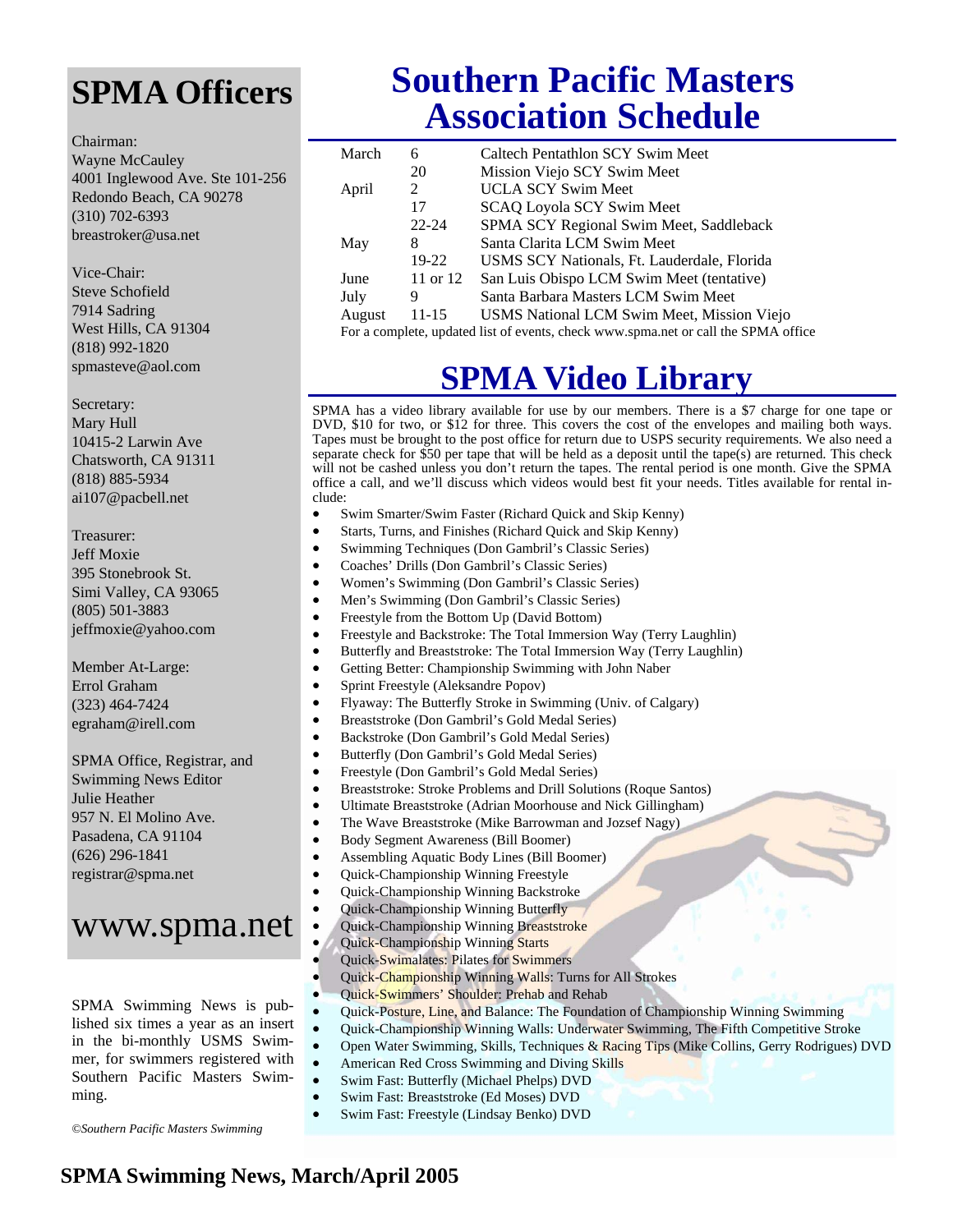# SPMA Officers

Chairman:
Wayne McCauley
4001 Inglewood Ave. Ste 101-256
Redondo Beach, CA 90278
(310) 702-6393
breastroker@usa.net

Vice-Chair:
Steve Schofield
7914 Sadring
West Hills, CA 91304
(818) 992-1820
spmasteve@aol.com

Secretary:
Mary Hull
10415-2 Larwin Ave
Chatsworth, CA 91311
(818) 885-5934
ai107@pacbell.net

Treasurer:
Jeff Moxie
395 Stonebrook St.
Simi Valley, CA 93065
(805) 501-3883
jeffmoxie@yahoo.com

Member At-Large:
Errol Graham
(323) 464-7424
egraham@irell.com

SPMA Office, Registrar, and Swimming News Editor
Julie Heather
957 N. El Molino Ave.
Pasadena, CA 91104
(626) 296-1841
registrar@spma.net

## www.spma.net

SPMA Swimming News is published six times a year as an insert in the bi-monthly USMS Swimmer, for swimmers registered with Southern Pacific Masters Swimming.

*©Southern Pacific Masters Swimming*

# Southern Pacific Masters Association Schedule

| | | |
|---|---|---|
| March | 6 | Caltech Pentathlon SCY Swim Meet |
| | 20 | Mission Viejo SCY Swim Meet |
| April | 2 | UCLA SCY Swim Meet |
| | 17 | SCAQ Loyola SCY Swim Meet |
| | 22-24 | SPMA SCY Regional Swim Meet, Saddleback |
| May | 8 | Santa Clarita LCM Swim Meet |
| | 19-22 | USMS SCY Nationals, Ft. Lauderdale, Florida |
| June | 11 or 12 | San Luis Obispo LCM Swim Meet (tentative) |
| July | 9 | Santa Barbara Masters LCM Swim Meet |
| August | 11-15 | USMS National LCM Swim Meet, Mission Viejo |

For a complete, updated list of events, check www.spma.net or call the SPMA office

# SPMA Video Library

SPMA has a video library available for use by our members. There is a $7 charge for one tape or DVD, $10 for two, or $12 for three. This covers the cost of the envelopes and mailing both ways. Tapes must be brought to the post office for return due to USPS security requirements. We also need a separate check for $50 per tape that will be held as a deposit until the tape(s) are returned. This check will not be cashed unless you don't return the tapes. The rental period is one month. Give the SPMA office a call, and we'll discuss which videos would best fit your needs. Titles available for rental include:

- Swim Smarter/Swim Faster (Richard Quick and Skip Kenny)
- Starts, Turns, and Finishes (Richard Quick and Skip Kenny)
- Swimming Techniques (Don Gambril's Classic Series)
- Coaches' Drills (Don Gambril's Classic Series)
- Women's Swimming (Don Gambril's Classic Series)
- Men's Swimming (Don Gambril's Classic Series)
- Freestyle from the Bottom Up (David Bottom)
- Freestyle and Backstroke: The Total Immersion Way (Terry Laughlin)
- Butterfly and Breaststroke: The Total Immersion Way (Terry Laughlin)
- Getting Better: Championship Swimming with John Naber
- Sprint Freestyle (Aleksandre Popov)
- Flyaway: The Butterfly Stroke in Swimming (Univ. of Calgary)
- Breaststroke (Don Gambril's Gold Medal Series)
- Backstroke (Don Gambril's Gold Medal Series)
- Butterfly (Don Gambril's Gold Medal Series)
- Freestyle (Don Gambril's Gold Medal Series)
- Breaststroke: Stroke Problems and Drill Solutions (Roque Santos)
- Ultimate Breaststroke (Adrian Moorhouse and Nick Gillingham)
- The Wave Breaststroke (Mike Barrowman and Jozsef Nagy)
- Body Segment Awareness (Bill Boomer)
- Assembling Aquatic Body Lines (Bill Boomer)
- Quick-Championship Winning Freestyle
- Quick-Championship Winning Backstroke
- Quick-Championship Winning Butterfly
- Quick-Championship Winning Breaststroke
- Quick-Championship Winning Starts
- Quick-Swimalates: Pilates for Swimmers
- Quick-Championship Winning Walls: Turns for All Strokes
- Quick-Swimmers' Shoulder: Prehab and Rehab
- Quick-Posture, Line, and Balance: The Foundation of Championship Winning Swimming
- Quick-Championship Winning Walls: Underwater Swimming, The Fifth Competitive Stroke
- Open Water Swimming, Skills, Techniques & Racing Tips (Mike Collins, Gerry Rodrigues) DVD
- American Red Cross Swimming and Diving Skills
- Swim Fast: Butterfly (Michael Phelps) DVD
- Swim Fast: Breaststroke (Ed Moses) DVD
- Swim Fast: Freestyle (Lindsay Benko) DVD